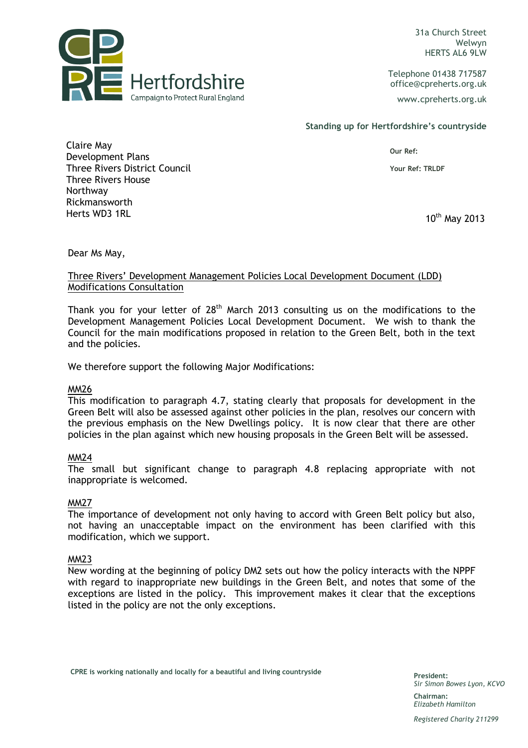CPRE Hertfordshire
Campaign to Protect Rural England

31a Church Street
Welwyn
HERTS AL6 9LW

Telephone 01438 717587
office@cpreherts.org.uk

www.cpreherts.org.uk

**Standing up for Hertfordshire's countryside**

Claire May
Development Plans
Three Rivers District Council
Three Rivers House
Northway
Rickmansworth
Herts WD3 1RL

**Our Ref:**

**Your Ref: TRLDF**

10th May 2013

Dear Ms May,

Three Rivers' Development Management Policies Local Development Document (LDD) Modifications Consultation

Thank you for your letter of 28th March 2013 consulting us on the modifications to the Development Management Policies Local Development Document. We wish to thank the Council for the main modifications proposed in relation to the Green Belt, both in the text and the policies.

We therefore support the following Major Modifications:

MM26
This modification to paragraph 4.7, stating clearly that proposals for development in the Green Belt will also be assessed against other policies in the plan, resolves our concern with the previous emphasis on the New Dwellings policy. It is now clear that there are other policies in the plan against which new housing proposals in the Green Belt will be assessed.

MM24
The small but significant change to paragraph 4.8 replacing appropriate with not inappropriate is welcomed.

MM27
The importance of development not only having to accord with Green Belt policy but also, not having an unacceptable impact on the environment has been clarified with this modification, which we support.

MM23
New wording at the beginning of policy DM2 sets out how the policy interacts with the NPPF with regard to inappropriate new buildings in the Green Belt, and notes that some of the exceptions are listed in the policy. This improvement makes it clear that the exceptions listed in the policy are not the only exceptions.

**CPRE is working nationally and locally for a beautiful and living countryside**

**President:**
*Sir Simon Bowes Lyon, KCVO*

**Chairman:**
*Elizabeth Hamilton*

*Registered Charity 211299*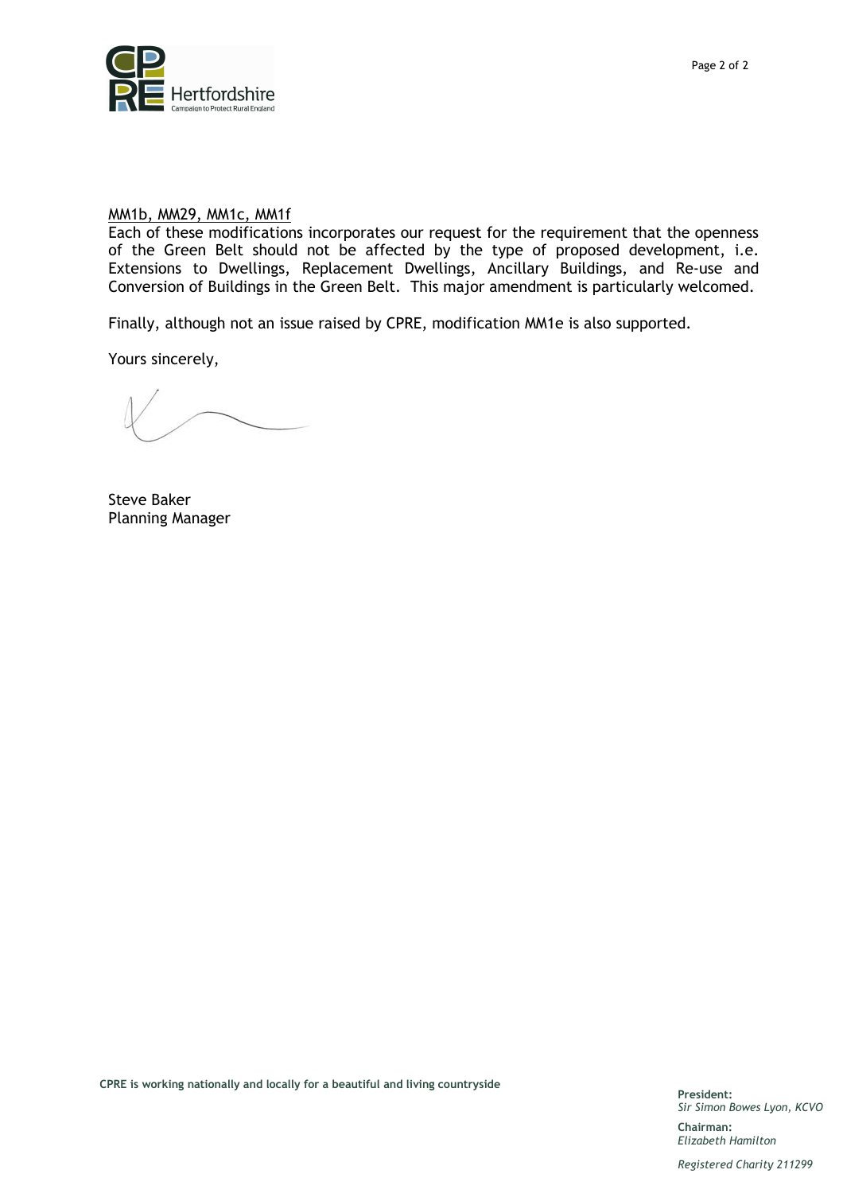MM1b, MM29, MM1c, MM1f

Each of these modifications incorporates our request for the requirement that the openness of the Green Belt should not be affected by the type of proposed development, i.e. Extensions to Dwellings, Replacement Dwellings, Ancillary Buildings, and Re-use and Conversion of Buildings in the Green Belt. This major amendment is particularly welcomed.

Finally, although not an issue raised by CPRE, modification MM1e is also supported.

Yours sincerely,

Steve Baker
Planning Manager

**CPRE is working nationally and locally for a beautiful and living countryside**

**President:**
*Sir Simon Bowes Lyon, KCVO*

**Chairman:**
*Elizabeth Hamilton*

*Registered Charity 211299*